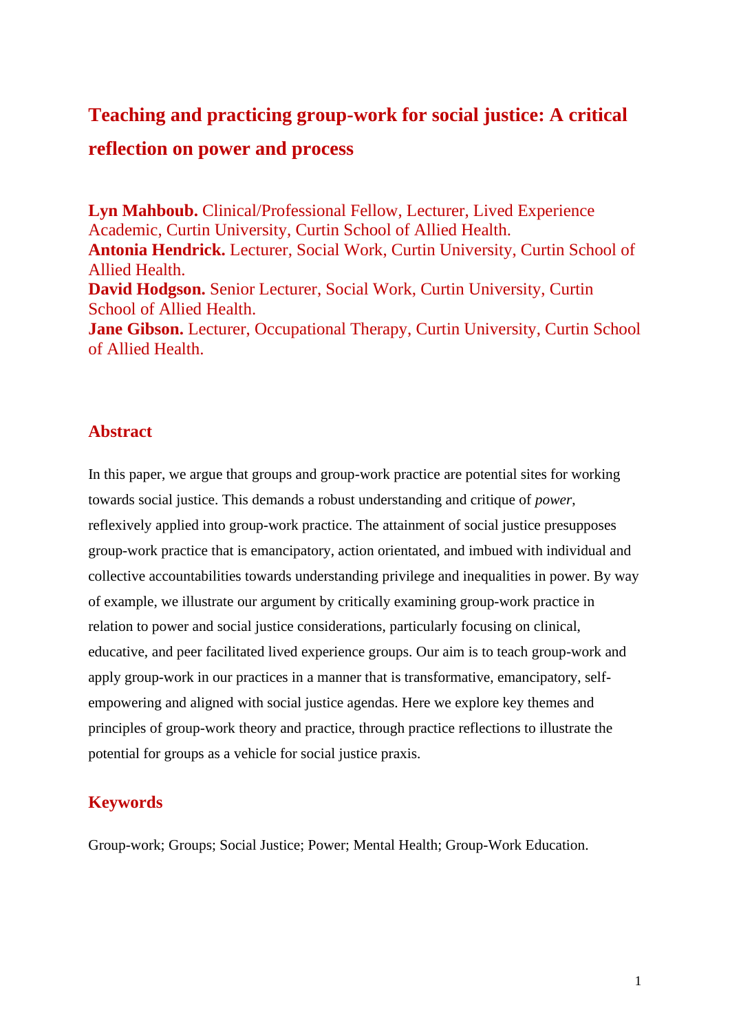# Teaching and practicing group-work for social justice: A critical reflection on power and process

**Lyn Mahboub.** Clinical/Professional Fellow, Lecturer, Lived Experience Academic, Curtin University, Curtin School of Allied Health.
**Antonia Hendrick.** Lecturer, Social Work, Curtin University, Curtin School of Allied Health.
**David Hodgson.** Senior Lecturer, Social Work, Curtin University, Curtin School of Allied Health.
**Jane Gibson.** Lecturer, Occupational Therapy, Curtin University, Curtin School of Allied Health.

## Abstract

In this paper, we argue that groups and group-work practice are potential sites for working towards social justice. This demands a robust understanding and critique of *power*, reflexively applied into group-work practice. The attainment of social justice presupposes group-work practice that is emancipatory, action orientated, and imbued with individual and collective accountabilities towards understanding privilege and inequalities in power. By way of example, we illustrate our argument by critically examining group-work practice in relation to power and social justice considerations, particularly focusing on clinical, educative, and peer facilitated lived experience groups. Our aim is to teach group-work and apply group-work in our practices in a manner that is transformative, emancipatory, self-empowering and aligned with social justice agendas. Here we explore key themes and principles of group-work theory and practice, through practice reflections to illustrate the potential for groups as a vehicle for social justice praxis.

## Keywords

Group-work; Groups; Social Justice; Power; Mental Health; Group-Work Education.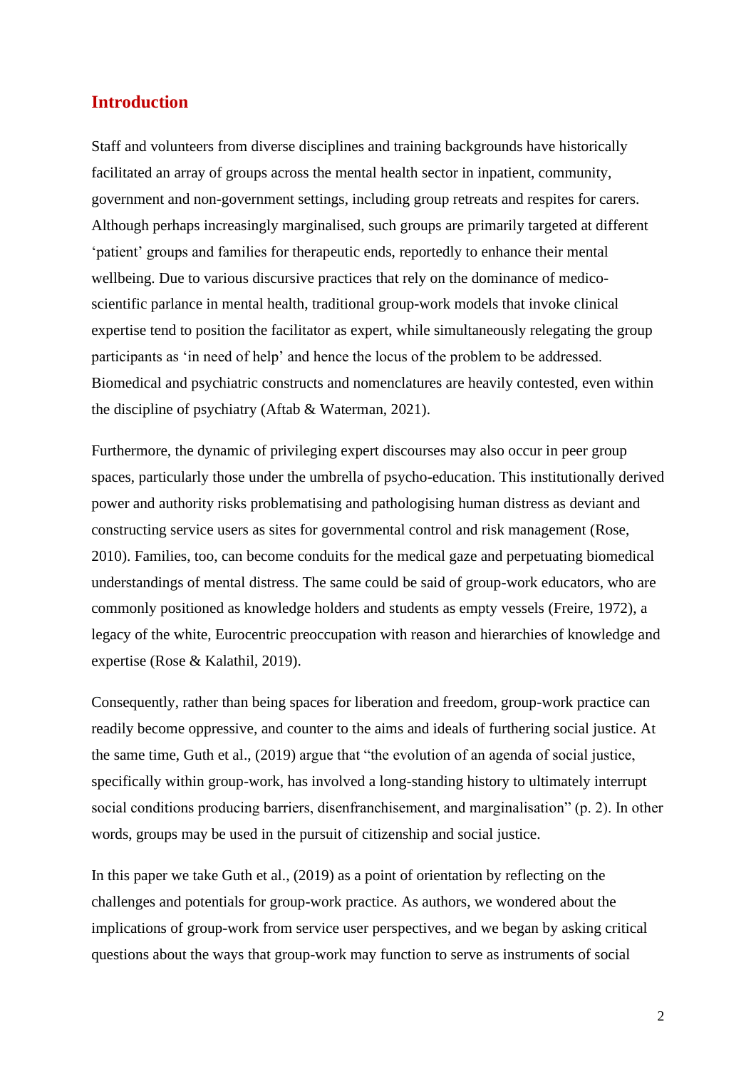## Introduction

Staff and volunteers from diverse disciplines and training backgrounds have historically facilitated an array of groups across the mental health sector in inpatient, community, government and non-government settings, including group retreats and respites for carers. Although perhaps increasingly marginalised, such groups are primarily targeted at different 'patient' groups and families for therapeutic ends, reportedly to enhance their mental wellbeing. Due to various discursive practices that rely on the dominance of medico-scientific parlance in mental health, traditional group-work models that invoke clinical expertise tend to position the facilitator as expert, while simultaneously relegating the group participants as 'in need of help' and hence the locus of the problem to be addressed. Biomedical and psychiatric constructs and nomenclatures are heavily contested, even within the discipline of psychiatry (Aftab & Waterman, 2021).

Furthermore, the dynamic of privileging expert discourses may also occur in peer group spaces, particularly those under the umbrella of psycho-education. This institutionally derived power and authority risks problematising and pathologising human distress as deviant and constructing service users as sites for governmental control and risk management (Rose, 2010). Families, too, can become conduits for the medical gaze and perpetuating biomedical understandings of mental distress. The same could be said of group-work educators, who are commonly positioned as knowledge holders and students as empty vessels (Freire, 1972), a legacy of the white, Eurocentric preoccupation with reason and hierarchies of knowledge and expertise (Rose & Kalathil, 2019).

Consequently, rather than being spaces for liberation and freedom, group-work practice can readily become oppressive, and counter to the aims and ideals of furthering social justice. At the same time, Guth et al., (2019) argue that "the evolution of an agenda of social justice, specifically within group-work, has involved a long-standing history to ultimately interrupt social conditions producing barriers, disenfranchisement, and marginalisation" (p. 2). In other words, groups may be used in the pursuit of citizenship and social justice.

In this paper we take Guth et al., (2019) as a point of orientation by reflecting on the challenges and potentials for group-work practice. As authors, we wondered about the implications of group-work from service user perspectives, and we began by asking critical questions about the ways that group-work may function to serve as instruments of social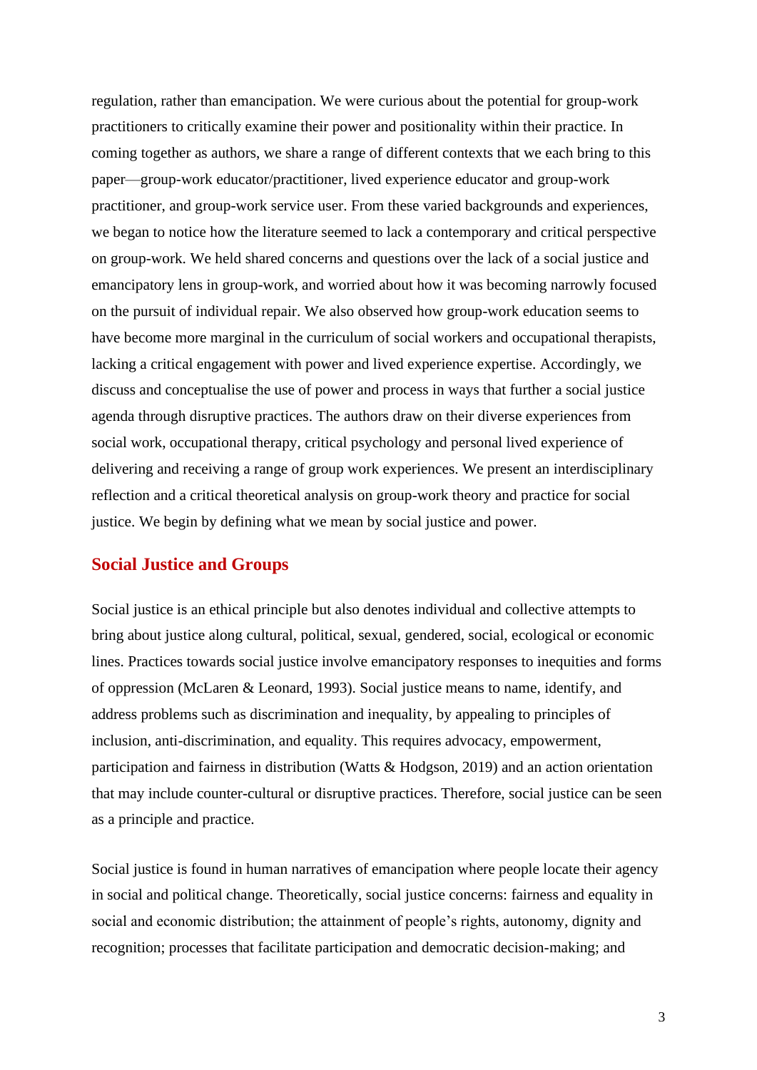regulation, rather than emancipation. We were curious about the potential for group-work practitioners to critically examine their power and positionality within their practice. In coming together as authors, we share a range of different contexts that we each bring to this paper—group-work educator/practitioner, lived experience educator and group-work practitioner, and group-work service user. From these varied backgrounds and experiences, we began to notice how the literature seemed to lack a contemporary and critical perspective on group-work. We held shared concerns and questions over the lack of a social justice and emancipatory lens in group-work, and worried about how it was becoming narrowly focused on the pursuit of individual repair. We also observed how group-work education seems to have become more marginal in the curriculum of social workers and occupational therapists, lacking a critical engagement with power and lived experience expertise. Accordingly, we discuss and conceptualise the use of power and process in ways that further a social justice agenda through disruptive practices. The authors draw on their diverse experiences from social work, occupational therapy, critical psychology and personal lived experience of delivering and receiving a range of group work experiences. We present an interdisciplinary reflection and a critical theoretical analysis on group-work theory and practice for social justice. We begin by defining what we mean by social justice and power.

## Social Justice and Groups

Social justice is an ethical principle but also denotes individual and collective attempts to bring about justice along cultural, political, sexual, gendered, social, ecological or economic lines. Practices towards social justice involve emancipatory responses to inequities and forms of oppression (McLaren & Leonard, 1993). Social justice means to name, identify, and address problems such as discrimination and inequality, by appealing to principles of inclusion, anti-discrimination, and equality. This requires advocacy, empowerment, participation and fairness in distribution (Watts & Hodgson, 2019) and an action orientation that may include counter-cultural or disruptive practices. Therefore, social justice can be seen as a principle and practice.

Social justice is found in human narratives of emancipation where people locate their agency in social and political change. Theoretically, social justice concerns: fairness and equality in social and economic distribution; the attainment of people's rights, autonomy, dignity and recognition; processes that facilitate participation and democratic decision-making; and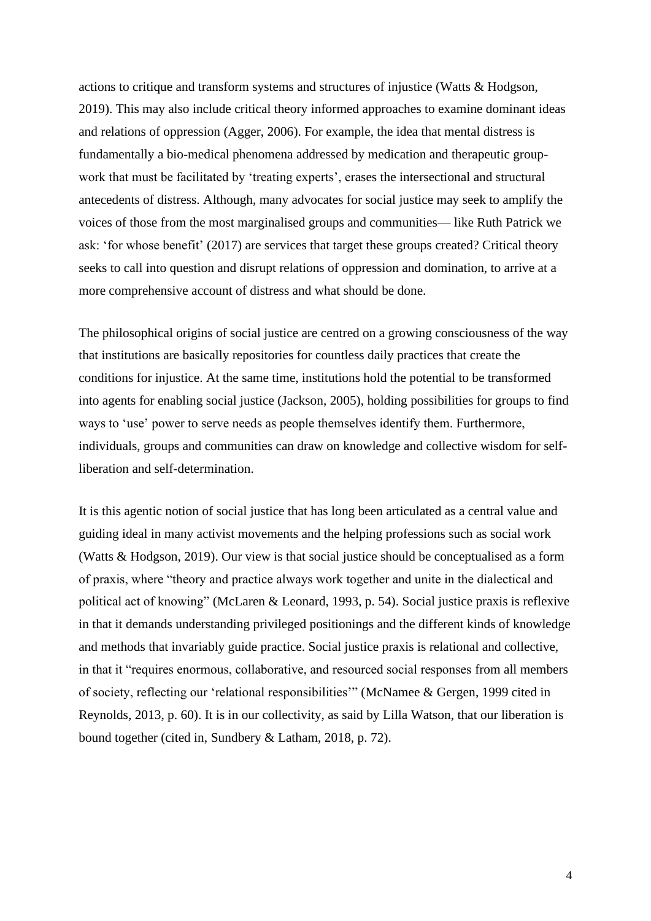actions to critique and transform systems and structures of injustice (Watts & Hodgson, 2019). This may also include critical theory informed approaches to examine dominant ideas and relations of oppression (Agger, 2006). For example, the idea that mental distress is fundamentally a bio-medical phenomena addressed by medication and therapeutic group-work that must be facilitated by 'treating experts', erases the intersectional and structural antecedents of distress. Although, many advocates for social justice may seek to amplify the voices of those from the most marginalised groups and communities— like Ruth Patrick we ask: 'for whose benefit' (2017) are services that target these groups created? Critical theory seeks to call into question and disrupt relations of oppression and domination, to arrive at a more comprehensive account of distress and what should be done.

The philosophical origins of social justice are centred on a growing consciousness of the way that institutions are basically repositories for countless daily practices that create the conditions for injustice. At the same time, institutions hold the potential to be transformed into agents for enabling social justice (Jackson, 2005), holding possibilities for groups to find ways to 'use' power to serve needs as people themselves identify them. Furthermore, individuals, groups and communities can draw on knowledge and collective wisdom for self-liberation and self-determination.

It is this agentic notion of social justice that has long been articulated as a central value and guiding ideal in many activist movements and the helping professions such as social work (Watts & Hodgson, 2019). Our view is that social justice should be conceptualised as a form of praxis, where "theory and practice always work together and unite in the dialectical and political act of knowing" (McLaren & Leonard, 1993, p. 54). Social justice praxis is reflexive in that it demands understanding privileged positionings and the different kinds of knowledge and methods that invariably guide practice. Social justice praxis is relational and collective, in that it "requires enormous, collaborative, and resourced social responses from all members of society, reflecting our 'relational responsibilities'" (McNamee & Gergen, 1999 cited in Reynolds, 2013, p. 60). It is in our collectivity, as said by Lilla Watson, that our liberation is bound together (cited in, Sundbery & Latham, 2018, p. 72).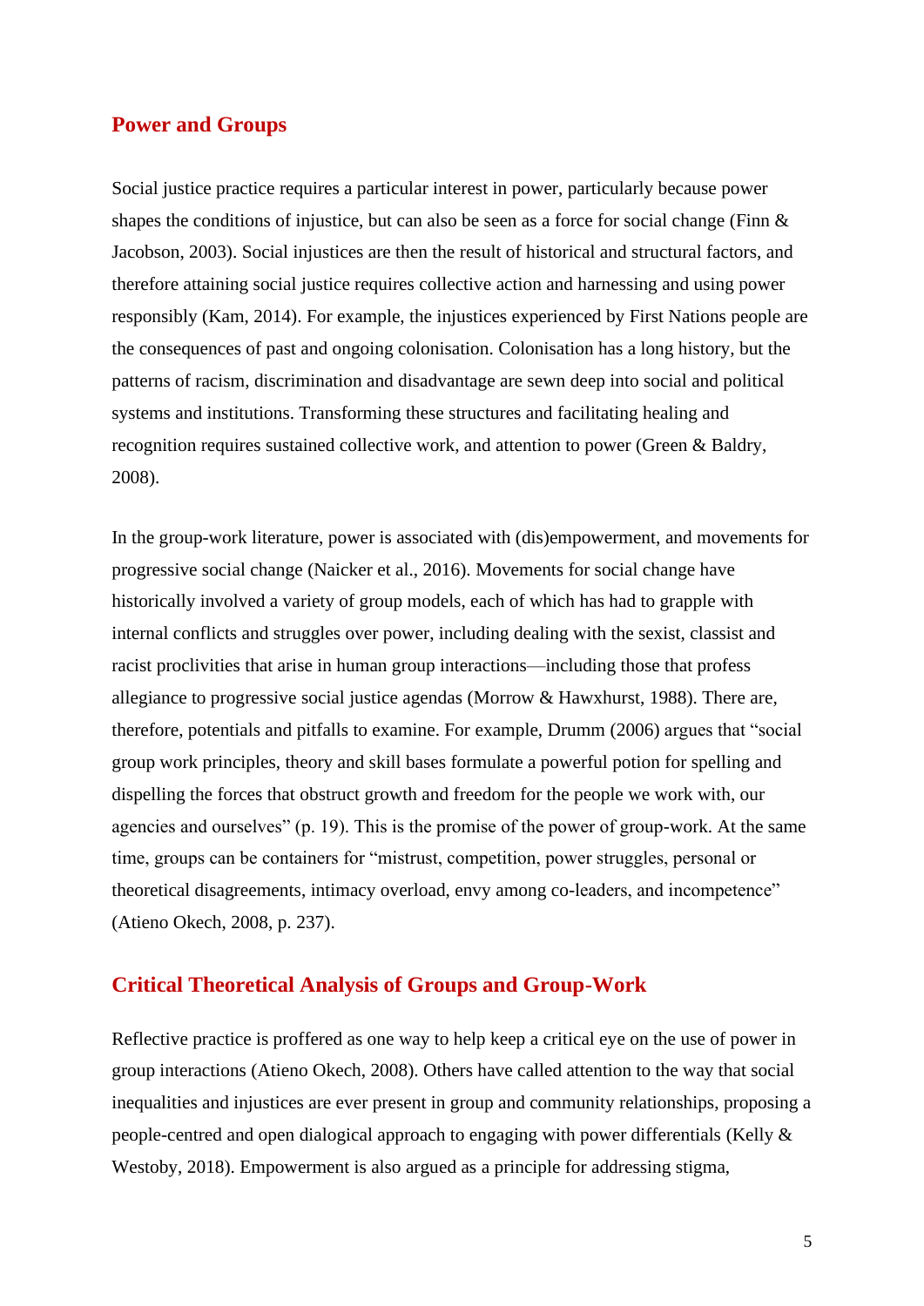## Power and Groups

Social justice practice requires a particular interest in power, particularly because power shapes the conditions of injustice, but can also be seen as a force for social change (Finn & Jacobson, 2003). Social injustices are then the result of historical and structural factors, and therefore attaining social justice requires collective action and harnessing and using power responsibly (Kam, 2014). For example, the injustices experienced by First Nations people are the consequences of past and ongoing colonisation. Colonisation has a long history, but the patterns of racism, discrimination and disadvantage are sewn deep into social and political systems and institutions. Transforming these structures and facilitating healing and recognition requires sustained collective work, and attention to power (Green & Baldry, 2008).

In the group-work literature, power is associated with (dis)empowerment, and movements for progressive social change (Naicker et al., 2016). Movements for social change have historically involved a variety of group models, each of which has had to grapple with internal conflicts and struggles over power, including dealing with the sexist, classist and racist proclivities that arise in human group interactions—including those that profess allegiance to progressive social justice agendas (Morrow & Hawxhurst, 1988). There are, therefore, potentials and pitfalls to examine. For example, Drumm (2006) argues that "social group work principles, theory and skill bases formulate a powerful potion for spelling and dispelling the forces that obstruct growth and freedom for the people we work with, our agencies and ourselves" (p. 19). This is the promise of the power of group-work. At the same time, groups can be containers for "mistrust, competition, power struggles, personal or theoretical disagreements, intimacy overload, envy among co-leaders, and incompetence" (Atieno Okech, 2008, p. 237).

## Critical Theoretical Analysis of Groups and Group-Work

Reflective practice is proffered as one way to help keep a critical eye on the use of power in group interactions (Atieno Okech, 2008). Others have called attention to the way that social inequalities and injustices are ever present in group and community relationships, proposing a people-centred and open dialogical approach to engaging with power differentials (Kelly & Westoby, 2018). Empowerment is also argued as a principle for addressing stigma,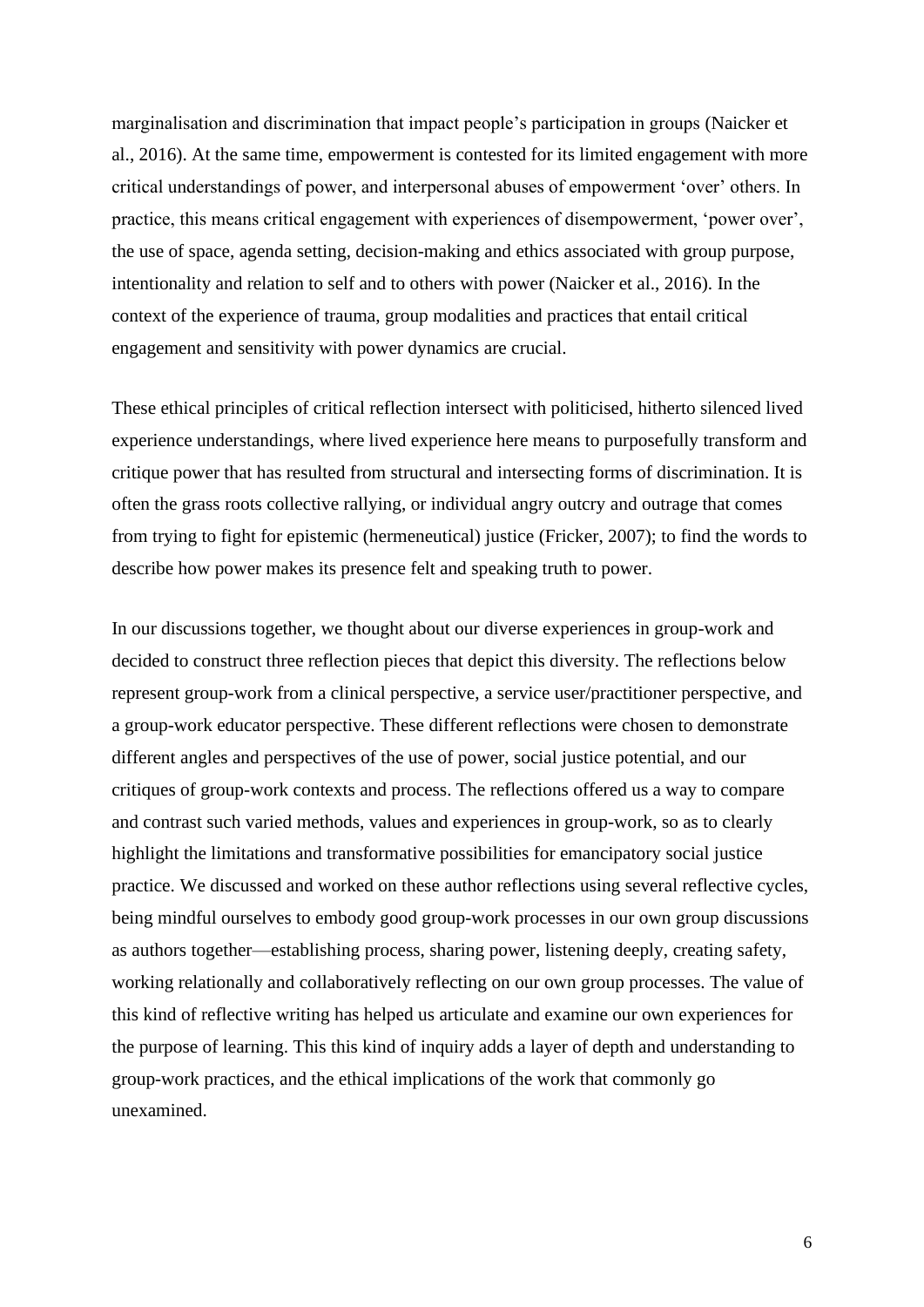marginalisation and discrimination that impact people's participation in groups (Naicker et al., 2016). At the same time, empowerment is contested for its limited engagement with more critical understandings of power, and interpersonal abuses of empowerment 'over' others. In practice, this means critical engagement with experiences of disempowerment, 'power over', the use of space, agenda setting, decision-making and ethics associated with group purpose, intentionality and relation to self and to others with power (Naicker et al., 2016). In the context of the experience of trauma, group modalities and practices that entail critical engagement and sensitivity with power dynamics are crucial.

These ethical principles of critical reflection intersect with politicised, hitherto silenced lived experience understandings, where lived experience here means to purposefully transform and critique power that has resulted from structural and intersecting forms of discrimination. It is often the grass roots collective rallying, or individual angry outcry and outrage that comes from trying to fight for epistemic (hermeneutical) justice (Fricker, 2007); to find the words to describe how power makes its presence felt and speaking truth to power.

In our discussions together, we thought about our diverse experiences in group-work and decided to construct three reflection pieces that depict this diversity. The reflections below represent group-work from a clinical perspective, a service user/practitioner perspective, and a group-work educator perspective. These different reflections were chosen to demonstrate different angles and perspectives of the use of power, social justice potential, and our critiques of group-work contexts and process. The reflections offered us a way to compare and contrast such varied methods, values and experiences in group-work, so as to clearly highlight the limitations and transformative possibilities for emancipatory social justice practice. We discussed and worked on these author reflections using several reflective cycles, being mindful ourselves to embody good group-work processes in our own group discussions as authors together—establishing process, sharing power, listening deeply, creating safety, working relationally and collaboratively reflecting on our own group processes. The value of this kind of reflective writing has helped us articulate and examine our own experiences for the purpose of learning. This this kind of inquiry adds a layer of depth and understanding to group-work practices, and the ethical implications of the work that commonly go unexamined.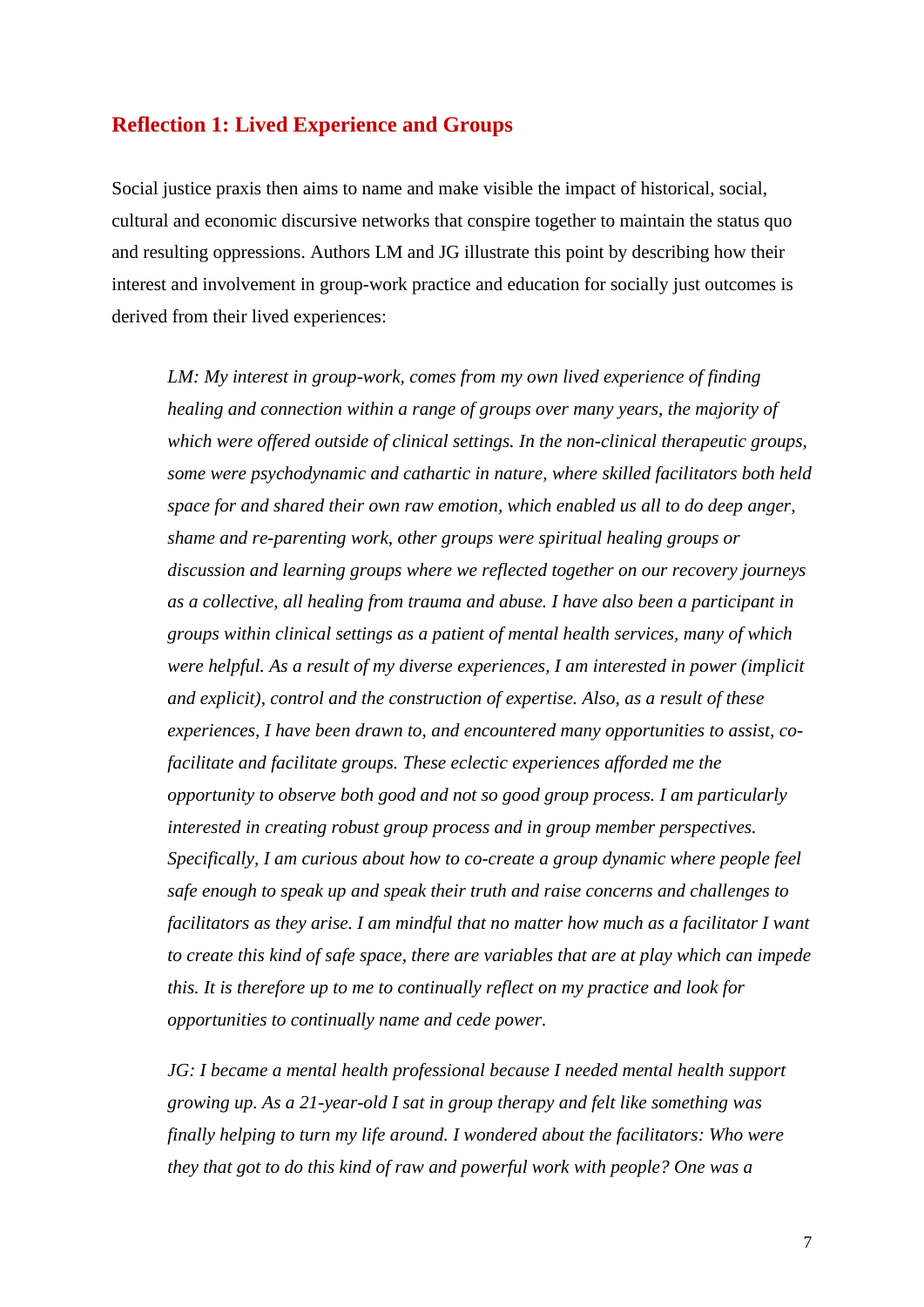## Reflection 1: Lived Experience and Groups

Social justice praxis then aims to name and make visible the impact of historical, social, cultural and economic discursive networks that conspire together to maintain the status quo and resulting oppressions. Authors LM and JG illustrate this point by describing how their interest and involvement in group-work practice and education for socially just outcomes is derived from their lived experiences:

> *LM: My interest in group-work, comes from my own lived experience of finding healing and connection within a range of groups over many years, the majority of which were offered outside of clinical settings. In the non-clinical therapeutic groups, some were psychodynamic and cathartic in nature, where skilled facilitators both held space for and shared their own raw emotion, which enabled us all to do deep anger, shame and re-parenting work, other groups were spiritual healing groups or discussion and learning groups where we reflected together on our recovery journeys as a collective, all healing from trauma and abuse. I have also been a participant in groups within clinical settings as a patient of mental health services, many of which were helpful. As a result of my diverse experiences, I am interested in power (implicit and explicit), control and the construction of expertise. Also, as a result of these experiences, I have been drawn to, and encountered many opportunities to assist, co-facilitate and facilitate groups. These eclectic experiences afforded me the opportunity to observe both good and not so good group process. I am particularly interested in creating robust group process and in group member perspectives. Specifically, I am curious about how to co-create a group dynamic where people feel safe enough to speak up and speak their truth and raise concerns and challenges to facilitators as they arise. I am mindful that no matter how much as a facilitator I want to create this kind of safe space, there are variables that are at play which can impede this. It is therefore up to me to continually reflect on my practice and look for opportunities to continually name and cede power.*

> *JG: I became a mental health professional because I needed mental health support growing up. As a 21-year-old I sat in group therapy and felt like something was finally helping to turn my life around. I wondered about the facilitators: Who were they that got to do this kind of raw and powerful work with people? One was a*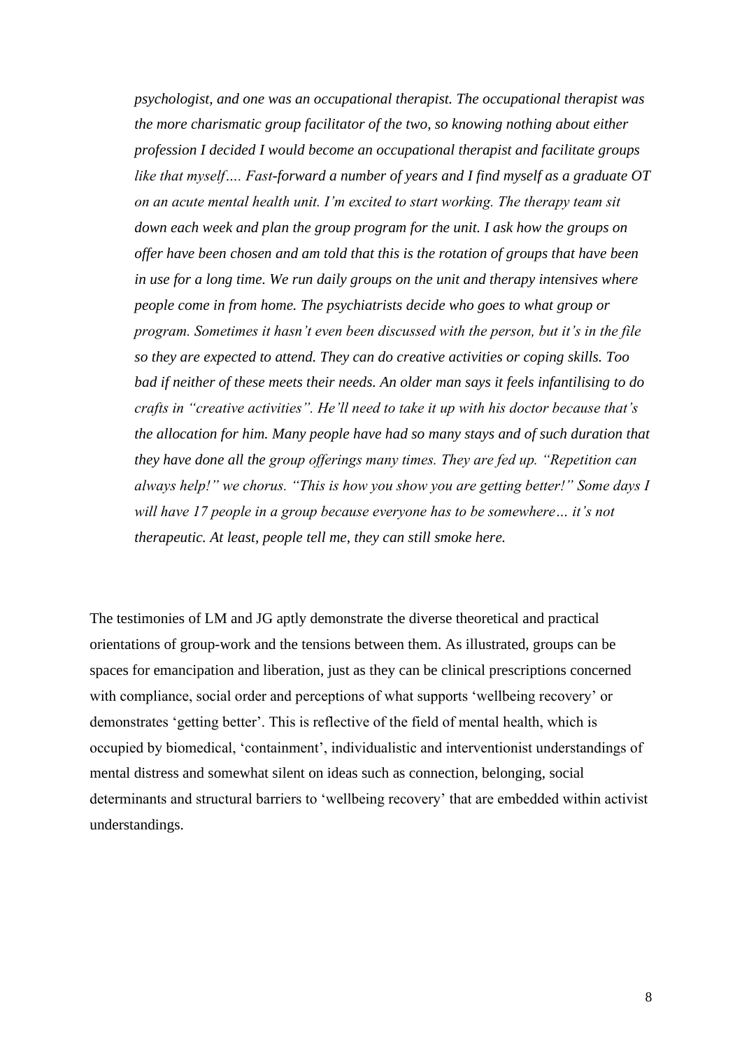*psychologist, and one was an occupational therapist. The occupational therapist was the more charismatic group facilitator of the two, so knowing nothing about either profession I decided I would become an occupational therapist and facilitate groups like that myself…. Fast-forward a number of years and I find myself as a graduate OT on an acute mental health unit. I'm excited to start working. The therapy team sit down each week and plan the group program for the unit. I ask how the groups on offer have been chosen and am told that this is the rotation of groups that have been in use for a long time. We run daily groups on the unit and therapy intensives where people come in from home. The psychiatrists decide who goes to what group or program. Sometimes it hasn't even been discussed with the person, but it's in the file so they are expected to attend. They can do creative activities or coping skills. Too bad if neither of these meets their needs. An older man says it feels infantilising to do crafts in "creative activities". He'll need to take it up with his doctor because that's the allocation for him. Many people have had so many stays and of such duration that they have done all the group offerings many times. They are fed up. "Repetition can always help!" we chorus. "This is how you show you are getting better!" Some days I will have 17 people in a group because everyone has to be somewhere… it's not therapeutic. At least, people tell me, they can still smoke here.*

The testimonies of LM and JG aptly demonstrate the diverse theoretical and practical orientations of group-work and the tensions between them. As illustrated, groups can be spaces for emancipation and liberation, just as they can be clinical prescriptions concerned with compliance, social order and perceptions of what supports 'wellbeing recovery' or demonstrates 'getting better'. This is reflective of the field of mental health, which is occupied by biomedical, 'containment', individualistic and interventionist understandings of mental distress and somewhat silent on ideas such as connection, belonging, social determinants and structural barriers to 'wellbeing recovery' that are embedded within activist understandings.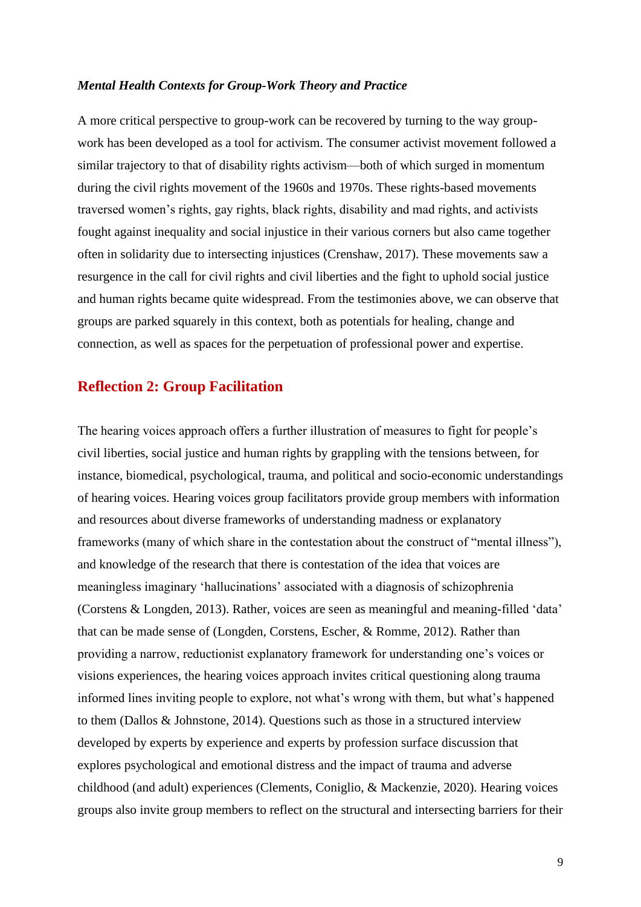***Mental Health Contexts for Group-Work Theory and Practice***

A more critical perspective to group-work can be recovered by turning to the way group-work has been developed as a tool for activism. The consumer activist movement followed a similar trajectory to that of disability rights activism—both of which surged in momentum during the civil rights movement of the 1960s and 1970s. These rights-based movements traversed women's rights, gay rights, black rights, disability and mad rights, and activists fought against inequality and social injustice in their various corners but also came together often in solidarity due to intersecting injustices (Crenshaw, 2017). These movements saw a resurgence in the call for civil rights and civil liberties and the fight to uphold social justice and human rights became quite widespread. From the testimonies above, we can observe that groups are parked squarely in this context, both as potentials for healing, change and connection, as well as spaces for the perpetuation of professional power and expertise.

## Reflection 2: Group Facilitation

The hearing voices approach offers a further illustration of measures to fight for people's civil liberties, social justice and human rights by grappling with the tensions between, for instance, biomedical, psychological, trauma, and political and socio-economic understandings of hearing voices. Hearing voices group facilitators provide group members with information and resources about diverse frameworks of understanding madness or explanatory frameworks (many of which share in the contestation about the construct of "mental illness"), and knowledge of the research that there is contestation of the idea that voices are meaningless imaginary 'hallucinations' associated with a diagnosis of schizophrenia (Corstens & Longden, 2013). Rather, voices are seen as meaningful and meaning-filled 'data' that can be made sense of (Longden, Corstens, Escher, & Romme, 2012). Rather than providing a narrow, reductionist explanatory framework for understanding one's voices or visions experiences, the hearing voices approach invites critical questioning along trauma informed lines inviting people to explore, not what's wrong with them, but what's happened to them (Dallos & Johnstone, 2014). Questions such as those in a structured interview developed by experts by experience and experts by profession surface discussion that explores psychological and emotional distress and the impact of trauma and adverse childhood (and adult) experiences (Clements, Coniglio, & Mackenzie, 2020). Hearing voices groups also invite group members to reflect on the structural and intersecting barriers for their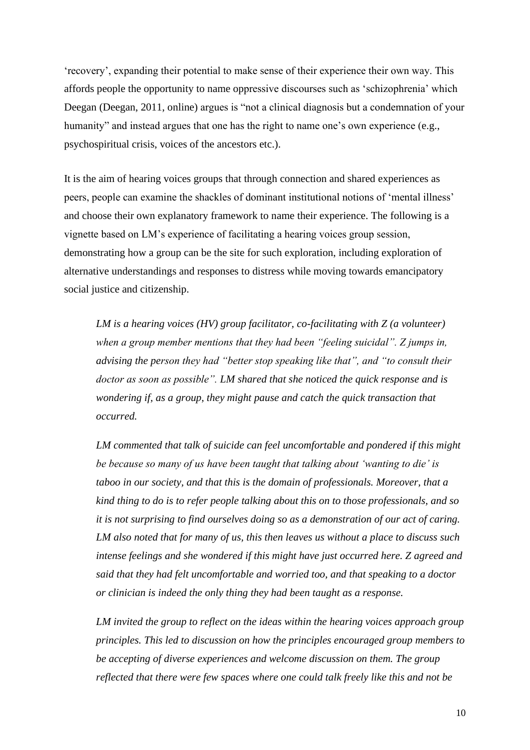'recovery', expanding their potential to make sense of their experience their own way. This affords people the opportunity to name oppressive discourses such as 'schizophrenia' which Deegan (Deegan, 2011, online) argues is "not a clinical diagnosis but a condemnation of your humanity" and instead argues that one has the right to name one's own experience (e.g., psychospiritual crisis, voices of the ancestors etc.).

It is the aim of hearing voices groups that through connection and shared experiences as peers, people can examine the shackles of dominant institutional notions of 'mental illness' and choose their own explanatory framework to name their experience. The following is a vignette based on LM's experience of facilitating a hearing voices group session, demonstrating how a group can be the site for such exploration, including exploration of alternative understandings and responses to distress while moving towards emancipatory social justice and citizenship.

> *LM is a hearing voices (HV) group facilitator, co-facilitating with Z (a volunteer) when a group member mentions that they had been "feeling suicidal". Z jumps in, advising the person they had "better stop speaking like that", and "to consult their doctor as soon as possible". LM shared that she noticed the quick response and is wondering if, as a group, they might pause and catch the quick transaction that occurred.*
>
> *LM commented that talk of suicide can feel uncomfortable and pondered if this might be because so many of us have been taught that talking about 'wanting to die' is taboo in our society, and that this is the domain of professionals. Moreover, that a kind thing to do is to refer people talking about this on to those professionals, and so it is not surprising to find ourselves doing so as a demonstration of our act of caring. LM also noted that for many of us, this then leaves us without a place to discuss such intense feelings and she wondered if this might have just occurred here. Z agreed and said that they had felt uncomfortable and worried too, and that speaking to a doctor or clinician is indeed the only thing they had been taught as a response.*
>
> *LM invited the group to reflect on the ideas within the hearing voices approach group principles. This led to discussion on how the principles encouraged group members to be accepting of diverse experiences and welcome discussion on them. The group reflected that there were few spaces where one could talk freely like this and not be*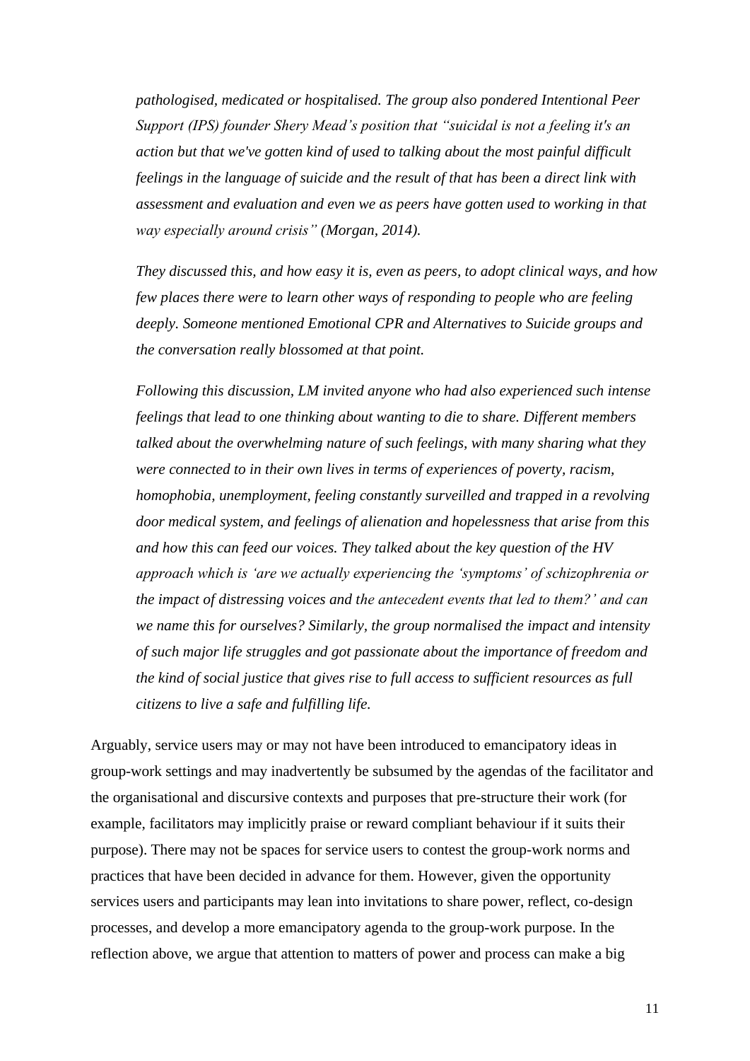*pathologised, medicated or hospitalised. The group also pondered Intentional Peer Support (IPS) founder Shery Mead's position that "suicidal is not a feeling it's an action but that we've gotten kind of used to talking about the most painful difficult feelings in the language of suicide and the result of that has been a direct link with assessment and evaluation and even we as peers have gotten used to working in that way especially around crisis" (Morgan, 2014).*

*They discussed this, and how easy it is, even as peers, to adopt clinical ways, and how few places there were to learn other ways of responding to people who are feeling deeply. Someone mentioned Emotional CPR and Alternatives to Suicide groups and the conversation really blossomed at that point.*

*Following this discussion, LM invited anyone who had also experienced such intense feelings that lead to one thinking about wanting to die to share. Different members talked about the overwhelming nature of such feelings, with many sharing what they were connected to in their own lives in terms of experiences of poverty, racism, homophobia, unemployment, feeling constantly surveilled and trapped in a revolving door medical system, and feelings of alienation and hopelessness that arise from this and how this can feed our voices. They talked about the key question of the HV approach which is 'are we actually experiencing the 'symptoms' of schizophrenia or the impact of distressing voices and the antecedent events that led to them?' and can we name this for ourselves? Similarly, the group normalised the impact and intensity of such major life struggles and got passionate about the importance of freedom and the kind of social justice that gives rise to full access to sufficient resources as full citizens to live a safe and fulfilling life.*

Arguably, service users may or may not have been introduced to emancipatory ideas in group-work settings and may inadvertently be subsumed by the agendas of the facilitator and the organisational and discursive contexts and purposes that pre-structure their work (for example, facilitators may implicitly praise or reward compliant behaviour if it suits their purpose). There may not be spaces for service users to contest the group-work norms and practices that have been decided in advance for them. However, given the opportunity services users and participants may lean into invitations to share power, reflect, co-design processes, and develop a more emancipatory agenda to the group-work purpose. In the reflection above, we argue that attention to matters of power and process can make a big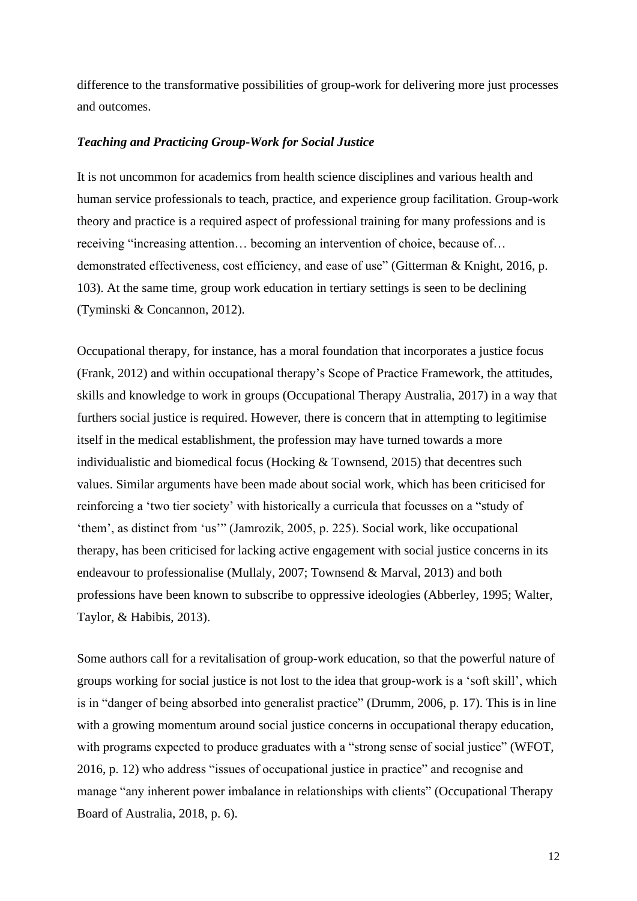difference to the transformative possibilities of group-work for delivering more just processes and outcomes.

### *Teaching and Practicing Group-Work for Social Justice*

It is not uncommon for academics from health science disciplines and various health and human service professionals to teach, practice, and experience group facilitation. Group-work theory and practice is a required aspect of professional training for many professions and is receiving "increasing attention… becoming an intervention of choice, because of… demonstrated effectiveness, cost efficiency, and ease of use" (Gitterman & Knight, 2016, p. 103). At the same time, group work education in tertiary settings is seen to be declining (Tyminski & Concannon, 2012).

Occupational therapy, for instance, has a moral foundation that incorporates a justice focus (Frank, 2012) and within occupational therapy's Scope of Practice Framework, the attitudes, skills and knowledge to work in groups (Occupational Therapy Australia, 2017) in a way that furthers social justice is required. However, there is concern that in attempting to legitimise itself in the medical establishment, the profession may have turned towards a more individualistic and biomedical focus (Hocking & Townsend, 2015) that decentres such values. Similar arguments have been made about social work, which has been criticised for reinforcing a 'two tier society' with historically a curricula that focusses on a "study of 'them', as distinct from 'us'" (Jamrozik, 2005, p. 225). Social work, like occupational therapy, has been criticised for lacking active engagement with social justice concerns in its endeavour to professionalise (Mullaly, 2007; Townsend & Marval, 2013) and both professions have been known to subscribe to oppressive ideologies (Abberley, 1995; Walter, Taylor, & Habibis, 2013).

Some authors call for a revitalisation of group-work education, so that the powerful nature of groups working for social justice is not lost to the idea that group-work is a 'soft skill', which is in "danger of being absorbed into generalist practice" (Drumm, 2006, p. 17). This is in line with a growing momentum around social justice concerns in occupational therapy education, with programs expected to produce graduates with a "strong sense of social justice" (WFOT, 2016, p. 12) who address "issues of occupational justice in practice" and recognise and manage "any inherent power imbalance in relationships with clients" (Occupational Therapy Board of Australia, 2018, p. 6).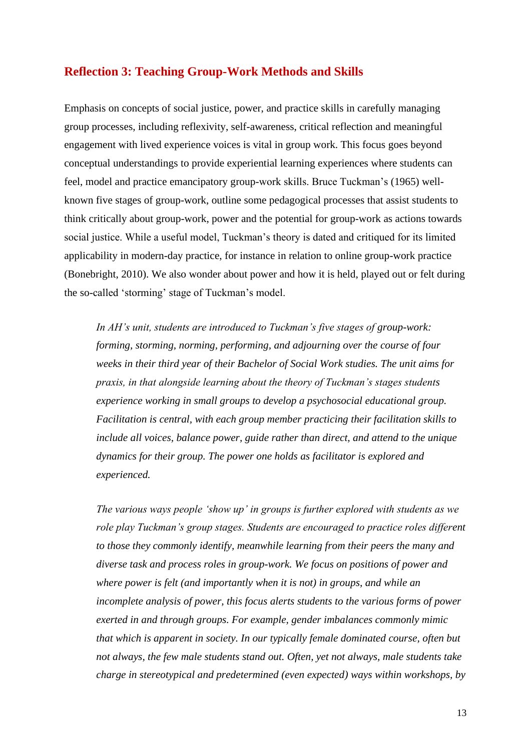## Reflection 3: Teaching Group-Work Methods and Skills

Emphasis on concepts of social justice, power, and practice skills in carefully managing group processes, including reflexivity, self-awareness, critical reflection and meaningful engagement with lived experience voices is vital in group work. This focus goes beyond conceptual understandings to provide experiential learning experiences where students can feel, model and practice emancipatory group-work skills. Bruce Tuckman's (1965) well-known five stages of group-work, outline some pedagogical processes that assist students to think critically about group-work, power and the potential for group-work as actions towards social justice. While a useful model, Tuckman's theory is dated and critiqued for its limited applicability in modern-day practice, for instance in relation to online group-work practice (Bonebright, 2010). We also wonder about power and how it is held, played out or felt during the so-called 'storming' stage of Tuckman's model.

> *In AH's unit, students are introduced to Tuckman's five stages of group-work: forming, storming, norming, performing, and adjourning over the course of four weeks in their third year of their Bachelor of Social Work studies. The unit aims for praxis, in that alongside learning about the theory of Tuckman's stages students experience working in small groups to develop a psychosocial educational group. Facilitation is central, with each group member practicing their facilitation skills to include all voices, balance power, guide rather than direct, and attend to the unique dynamics for their group. The power one holds as facilitator is explored and experienced.*
>
> *The various ways people 'show up' in groups is further explored with students as we role play Tuckman's group stages. Students are encouraged to practice roles different to those they commonly identify, meanwhile learning from their peers the many and diverse task and process roles in group-work. We focus on positions of power and where power is felt (and importantly when it is not) in groups, and while an incomplete analysis of power, this focus alerts students to the various forms of power exerted in and through groups. For example, gender imbalances commonly mimic that which is apparent in society. In our typically female dominated course, often but not always, the few male students stand out. Often, yet not always, male students take charge in stereotypical and predetermined (even expected) ways within workshops, by*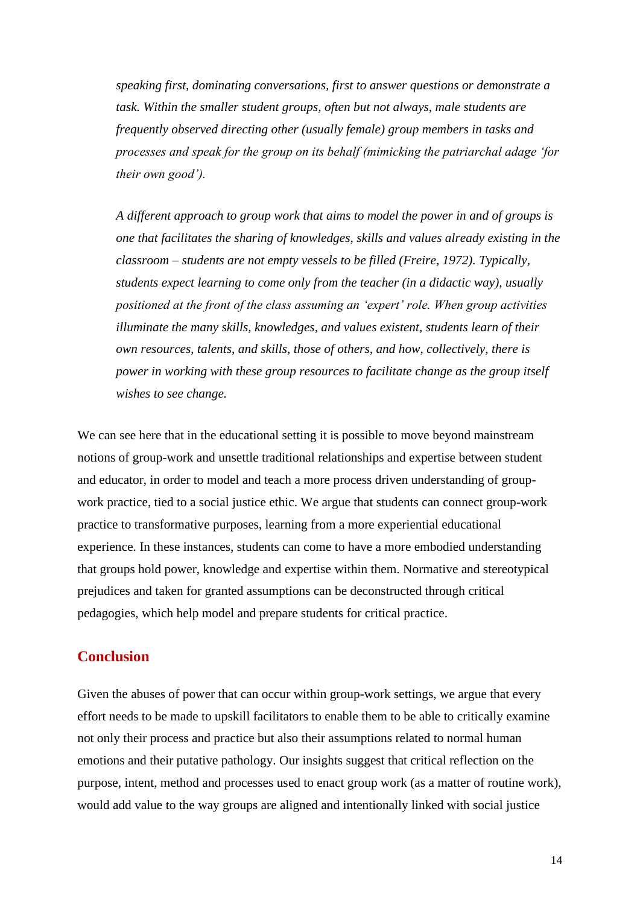*speaking first, dominating conversations, first to answer questions or demonstrate a task. Within the smaller student groups, often but not always, male students are frequently observed directing other (usually female) group members in tasks and processes and speak for the group on its behalf (mimicking the patriarchal adage 'for their own good').*

*A different approach to group work that aims to model the power in and of groups is one that facilitates the sharing of knowledges, skills and values already existing in the classroom – students are not empty vessels to be filled (Freire, 1972). Typically, students expect learning to come only from the teacher (in a didactic way), usually positioned at the front of the class assuming an 'expert' role. When group activities illuminate the many skills, knowledges, and values existent, students learn of their own resources, talents, and skills, those of others, and how, collectively, there is power in working with these group resources to facilitate change as the group itself wishes to see change.*

We can see here that in the educational setting it is possible to move beyond mainstream notions of group-work and unsettle traditional relationships and expertise between student and educator, in order to model and teach a more process driven understanding of group-work practice, tied to a social justice ethic. We argue that students can connect group-work practice to transformative purposes, learning from a more experiential educational experience. In these instances, students can come to have a more embodied understanding that groups hold power, knowledge and expertise within them. Normative and stereotypical prejudices and taken for granted assumptions can be deconstructed through critical pedagogies, which help model and prepare students for critical practice.

## Conclusion

Given the abuses of power that can occur within group-work settings, we argue that every effort needs to be made to upskill facilitators to enable them to be able to critically examine not only their process and practice but also their assumptions related to normal human emotions and their putative pathology. Our insights suggest that critical reflection on the purpose, intent, method and processes used to enact group work (as a matter of routine work), would add value to the way groups are aligned and intentionally linked with social justice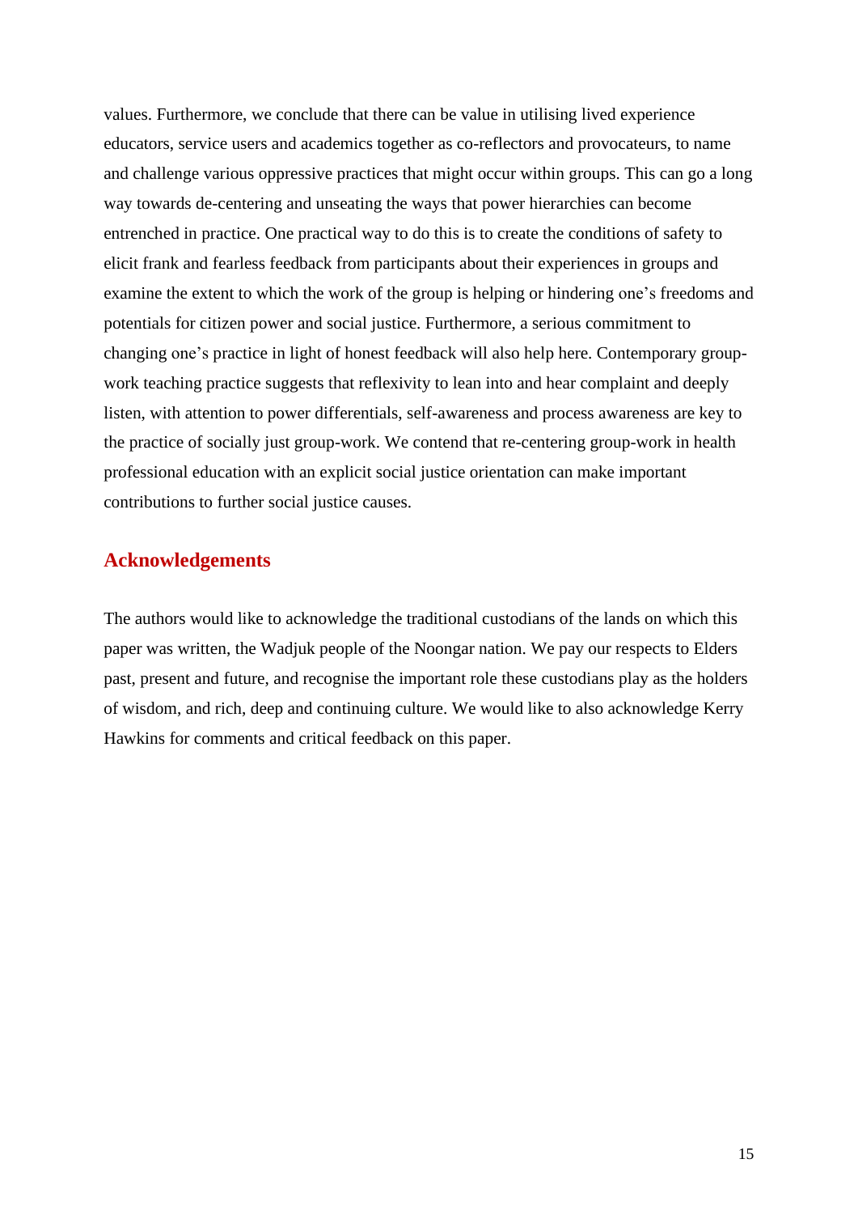values. Furthermore, we conclude that there can be value in utilising lived experience educators, service users and academics together as co-reflectors and provocateurs, to name and challenge various oppressive practices that might occur within groups. This can go a long way towards de-centering and unseating the ways that power hierarchies can become entrenched in practice. One practical way to do this is to create the conditions of safety to elicit frank and fearless feedback from participants about their experiences in groups and examine the extent to which the work of the group is helping or hindering one's freedoms and potentials for citizen power and social justice. Furthermore, a serious commitment to changing one's practice in light of honest feedback will also help here. Contemporary group-work teaching practice suggests that reflexivity to lean into and hear complaint and deeply listen, with attention to power differentials, self-awareness and process awareness are key to the practice of socially just group-work. We contend that re-centering group-work in health professional education with an explicit social justice orientation can make important contributions to further social justice causes.

## Acknowledgements

The authors would like to acknowledge the traditional custodians of the lands on which this paper was written, the Wadjuk people of the Noongar nation. We pay our respects to Elders past, present and future, and recognise the important role these custodians play as the holders of wisdom, and rich, deep and continuing culture. We would like to also acknowledge Kerry Hawkins for comments and critical feedback on this paper.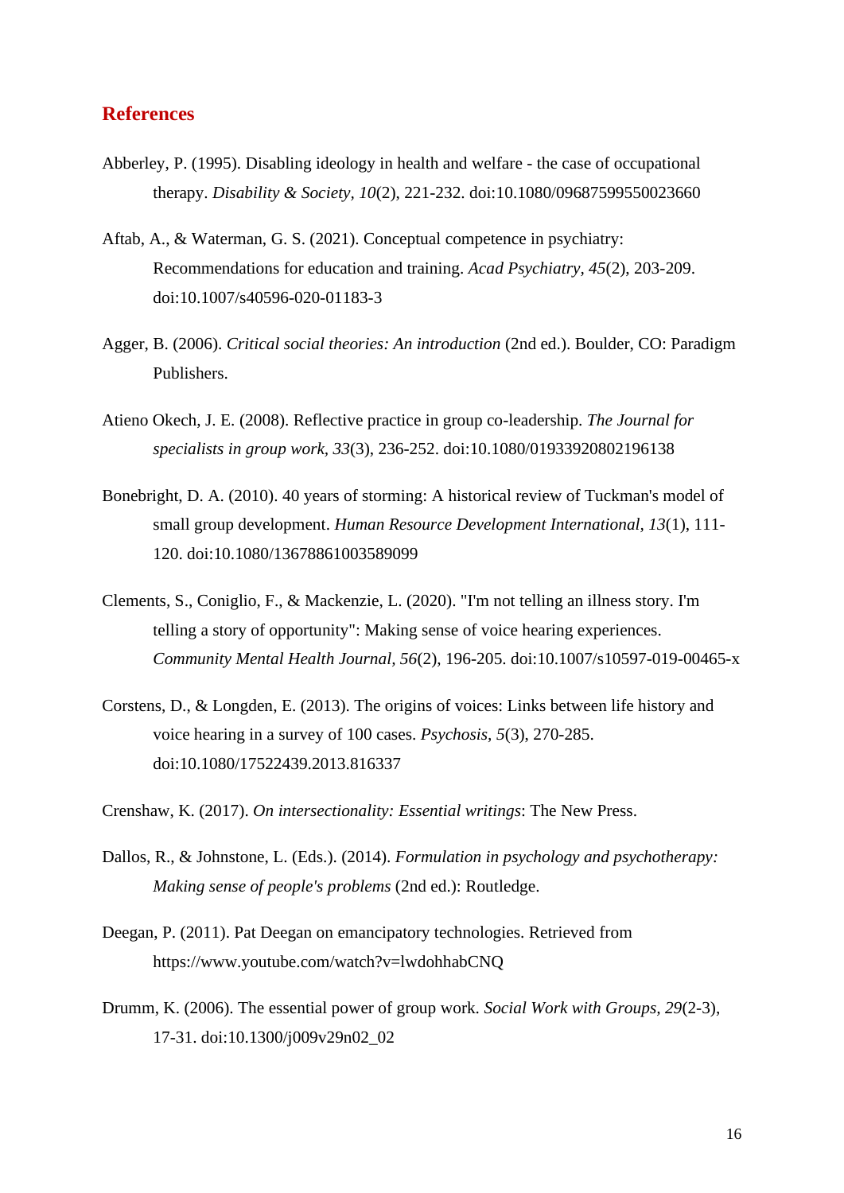## References

Abberley, P. (1995). Disabling ideology in health and welfare - the case of occupational therapy. *Disability & Society, 10*(2), 221-232. doi:10.1080/09687599550023660

Aftab, A., & Waterman, G. S. (2021). Conceptual competence in psychiatry: Recommendations for education and training. *Acad Psychiatry, 45*(2), 203-209. doi:10.1007/s40596-020-01183-3

Agger, B. (2006). *Critical social theories: An introduction* (2nd ed.). Boulder, CO: Paradigm Publishers.

Atieno Okech, J. E. (2008). Reflective practice in group co-leadership. *The Journal for specialists in group work, 33*(3), 236-252. doi:10.1080/01933920802196138

Bonebright, D. A. (2010). 40 years of storming: A historical review of Tuckman's model of small group development. *Human Resource Development International, 13*(1), 111-120. doi:10.1080/13678861003589099

Clements, S., Coniglio, F., & Mackenzie, L. (2020). "I'm not telling an illness story. I'm telling a story of opportunity": Making sense of voice hearing experiences. *Community Mental Health Journal, 56*(2), 196-205. doi:10.1007/s10597-019-00465-x

Corstens, D., & Longden, E. (2013). The origins of voices: Links between life history and voice hearing in a survey of 100 cases. *Psychosis, 5*(3), 270-285. doi:10.1080/17522439.2013.816337

Crenshaw, K. (2017). *On intersectionality: Essential writings*: The New Press.

Dallos, R., & Johnstone, L. (Eds.). (2014). *Formulation in psychology and psychotherapy: Making sense of people's problems* (2nd ed.): Routledge.

Deegan, P. (2011). Pat Deegan on emancipatory technologies. Retrieved from https://www.youtube.com/watch?v=lwdohhabCNQ

Drumm, K. (2006). The essential power of group work. *Social Work with Groups, 29*(2-3), 17-31. doi:10.1300/j009v29n02_02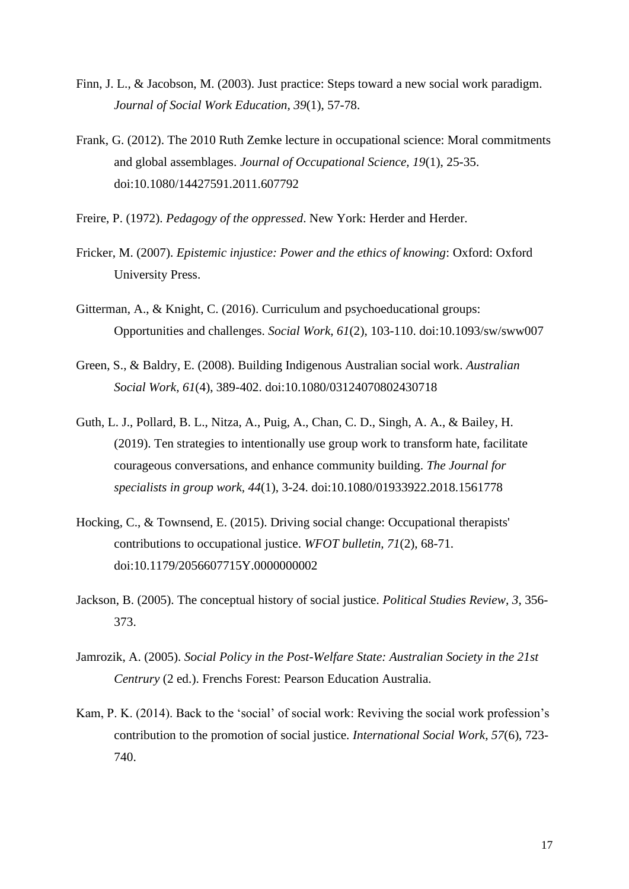Finn, J. L., & Jacobson, M. (2003). Just practice: Steps toward a new social work paradigm. *Journal of Social Work Education, 39*(1), 57-78.

Frank, G. (2012). The 2010 Ruth Zemke lecture in occupational science: Moral commitments and global assemblages. *Journal of Occupational Science, 19*(1), 25-35. doi:10.1080/14427591.2011.607792

Freire, P. (1972). *Pedagogy of the oppressed*. New York: Herder and Herder.

Fricker, M. (2007). *Epistemic injustice: Power and the ethics of knowing*: Oxford: Oxford University Press.

Gitterman, A., & Knight, C. (2016). Curriculum and psychoeducational groups: Opportunities and challenges. *Social Work, 61*(2), 103-110. doi:10.1093/sw/sww007

Green, S., & Baldry, E. (2008). Building Indigenous Australian social work. *Australian Social Work, 61*(4), 389-402. doi:10.1080/03124070802430718

Guth, L. J., Pollard, B. L., Nitza, A., Puig, A., Chan, C. D., Singh, A. A., & Bailey, H. (2019). Ten strategies to intentionally use group work to transform hate, facilitate courageous conversations, and enhance community building. *The Journal for specialists in group work, 44*(1), 3-24. doi:10.1080/01933922.2018.1561778

Hocking, C., & Townsend, E. (2015). Driving social change: Occupational therapists' contributions to occupational justice. *WFOT bulletin, 71*(2), 68-71. doi:10.1179/2056607715Y.0000000002

Jackson, B. (2005). The conceptual history of social justice. *Political Studies Review, 3*, 356-373.

Jamrozik, A. (2005). *Social Policy in the Post-Welfare State: Australian Society in the 21st Centrury* (2 ed.). Frenchs Forest: Pearson Education Australia.

Kam, P. K. (2014). Back to the 'social' of social work: Reviving the social work profession's contribution to the promotion of social justice. *International Social Work, 57*(6), 723-740.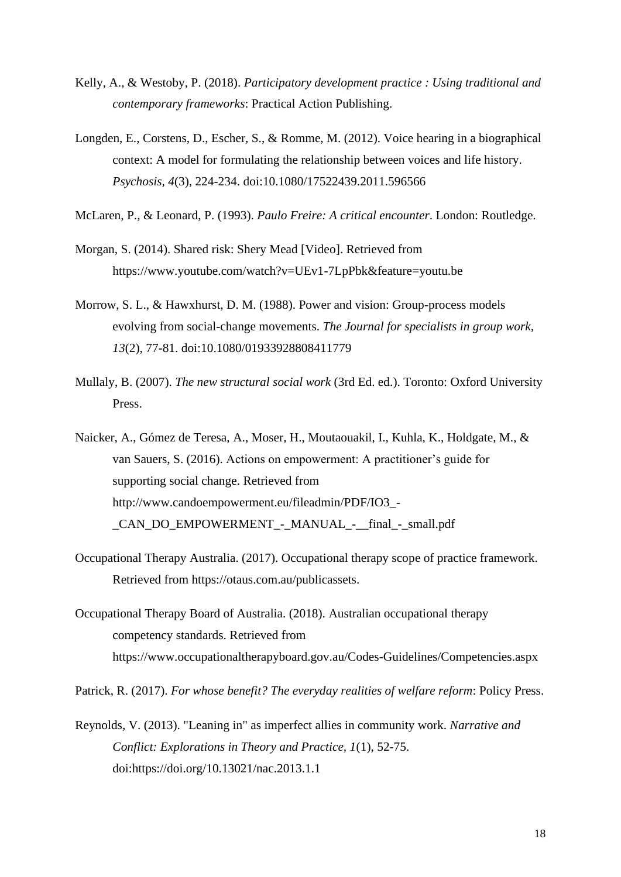Kelly, A., & Westoby, P. (2018). *Participatory development practice : Using traditional and contemporary frameworks*: Practical Action Publishing.

Longden, E., Corstens, D., Escher, S., & Romme, M. (2012). Voice hearing in a biographical context: A model for formulating the relationship between voices and life history. *Psychosis, 4*(3), 224-234. doi:10.1080/17522439.2011.596566

McLaren, P., & Leonard, P. (1993). *Paulo Freire: A critical encounter*. London: Routledge.

Morgan, S. (2014). Shared risk: Shery Mead [Video]. Retrieved from https://www.youtube.com/watch?v=UEv1-7LpPbk&feature=youtu.be

Morrow, S. L., & Hawxhurst, D. M. (1988). Power and vision: Group-process models evolving from social-change movements. *The Journal for specialists in group work, 13*(2), 77-81. doi:10.1080/01933928808411779

Mullaly, B. (2007). *The new structural social work* (3rd Ed. ed.). Toronto: Oxford University Press.

Naicker, A., Gómez de Teresa, A., Moser, H., Moutaouakil, I., Kuhla, K., Holdgate, M., & van Sauers, S. (2016). Actions on empowerment: A practitioner's guide for supporting social change. Retrieved from http://www.candoempowerment.eu/fileadmin/PDF/IO3_-_CAN_DO_EMPOWERMENT_-_MANUAL_-__final_-_small.pdf

Occupational Therapy Australia. (2017). Occupational therapy scope of practice framework. Retrieved from https://otaus.com.au/publicassets.

Occupational Therapy Board of Australia. (2018). Australian occupational therapy competency standards. Retrieved from https://www.occupationaltherapyboard.gov.au/Codes-Guidelines/Competencies.aspx

Patrick, R. (2017). *For whose benefit? The everyday realities of welfare reform*: Policy Press.

Reynolds, V. (2013). "Leaning in" as imperfect allies in community work. *Narrative and Conflict: Explorations in Theory and Practice, 1*(1), 52-75. doi:https://doi.org/10.13021/nac.2013.1.1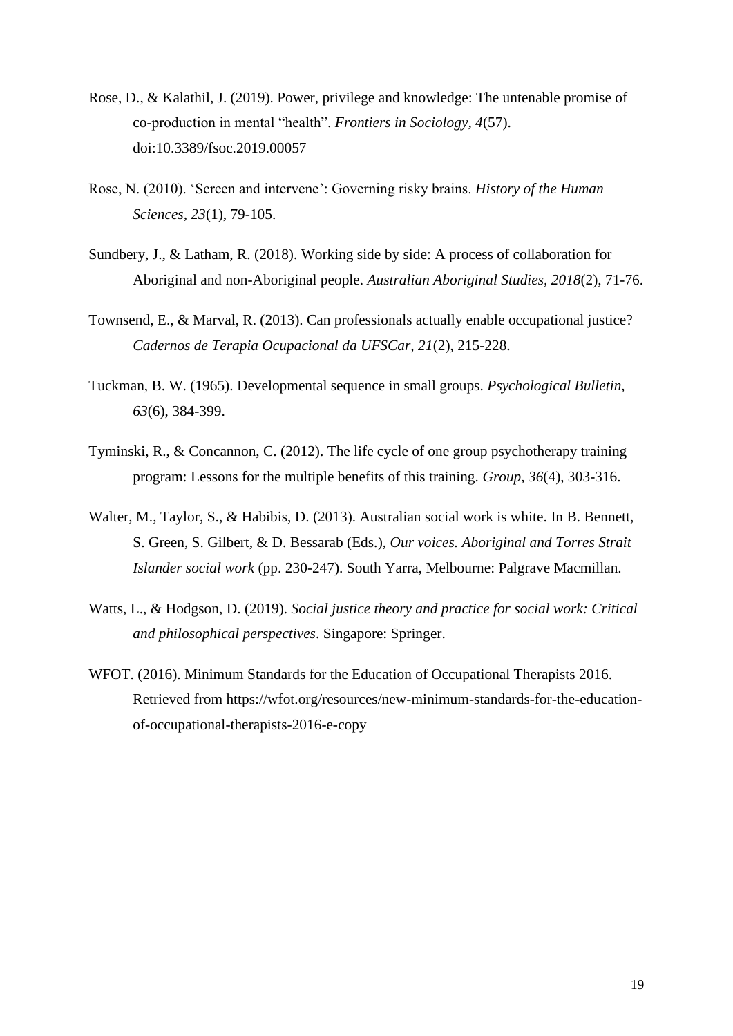Rose, D., & Kalathil, J. (2019). Power, privilege and knowledge: The untenable promise of co-production in mental "health". *Frontiers in Sociology, 4*(57). doi:10.3389/fsoc.2019.00057

Rose, N. (2010). 'Screen and intervene': Governing risky brains. *History of the Human Sciences, 23*(1), 79-105.

Sundbery, J., & Latham, R. (2018). Working side by side: A process of collaboration for Aboriginal and non-Aboriginal people. *Australian Aboriginal Studies, 2018*(2), 71-76.

Townsend, E., & Marval, R. (2013). Can professionals actually enable occupational justice? *Cadernos de Terapia Ocupacional da UFSCar, 21*(2), 215-228.

Tuckman, B. W. (1965). Developmental sequence in small groups. *Psychological Bulletin, 63*(6), 384-399.

Tyminski, R., & Concannon, C. (2012). The life cycle of one group psychotherapy training program: Lessons for the multiple benefits of this training. *Group, 36*(4), 303-316.

Walter, M., Taylor, S., & Habibis, D. (2013). Australian social work is white. In B. Bennett, S. Green, S. Gilbert, & D. Bessarab (Eds.), *Our voices. Aboriginal and Torres Strait Islander social work* (pp. 230-247). South Yarra, Melbourne: Palgrave Macmillan.

Watts, L., & Hodgson, D. (2019). *Social justice theory and practice for social work: Critical and philosophical perspectives*. Singapore: Springer.

WFOT. (2016). Minimum Standards for the Education of Occupational Therapists 2016. Retrieved from https://wfot.org/resources/new-minimum-standards-for-the-education-of-occupational-therapists-2016-e-copy